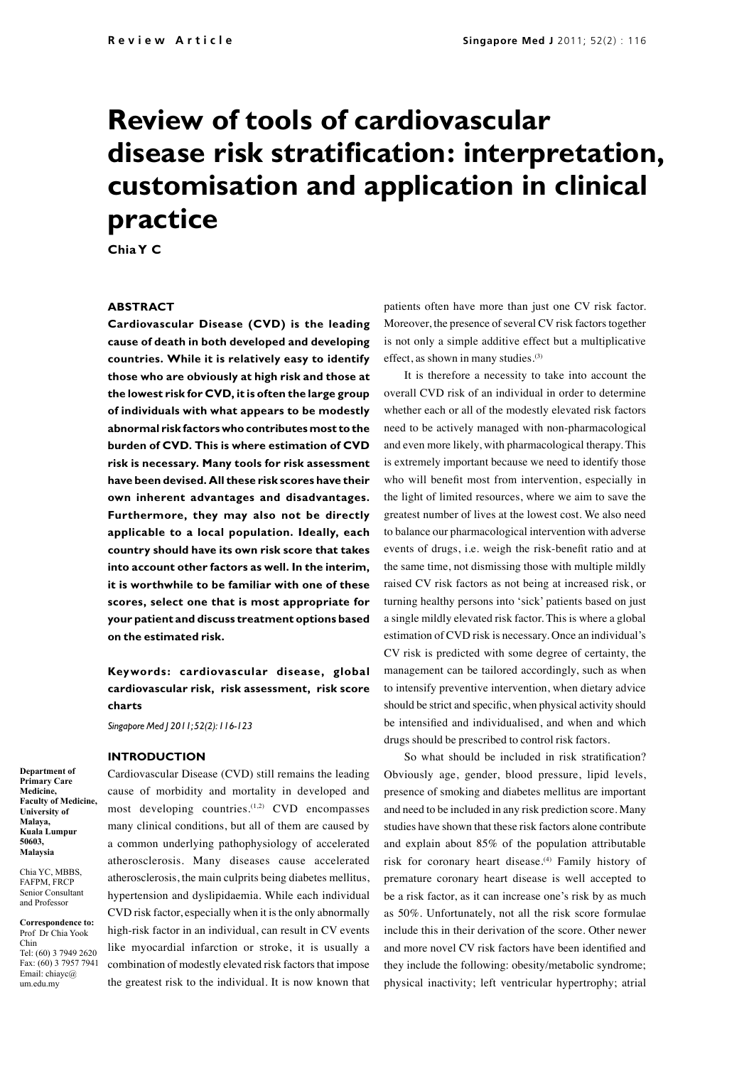# Review of tools of cardiovascular disease risk stratification: interpretation, customisation and application in clinical practice

**Chia Y C**

## ABSTRACT

**Cardiovascular Disease (CVD) is the leading cause of death in both developed and developing countries. While it is relatively easy to identify those who are obviously at high risk and those at the lowest risk for CVD, it is often the large group of individuals with what appears to be modestly abnormal risk factors who contributes most to the burden of CVD. This is where estimation of CVD risk is necessary. Many tools for risk assessment have been devised. All these risk scores have their own inherent advantages and disadvantages. Furthermore, they may also not be directly applicable to a local population. Ideally, each country should have its own risk score that takes into account other factors as well. In the interim, it is worthwhile to be familiar with one of these scores, select one that is most appropriate for your patient and discuss treatment options based on the estimated risk.**

**Keywords: cardiovascular disease, global cardiovascular risk, risk assessment, risk score charts**

*Singapore Med J 2011; 52(2): 116-123*

Department of Primary Care Medicine, Faculty of Medicine, University of Malaya, Kuala Lumpur 50603, Malaysia

Chia YC, MBBS, FAFPM, FRCP
Senior Consultant and Professor

**Correspondence to:** Prof Dr Chia Yook Chin
Tel: (60) 3 7949 2620
Fax: (60) 3 7957 7941
Email: chiayc@um.edu.my

## INTRODUCTION

Cardiovascular Disease (CVD) still remains the leading cause of morbidity and mortality in developed and most developing countries.[1,2] CVD encompasses many clinical conditions, but all of them are caused by a common underlying pathophysiology of accelerated atherosclerosis. Many diseases cause accelerated atherosclerosis, the main culprits being diabetes mellitus, hypertension and dyslipidaemia. While each individual CVD risk factor, especially when it is the only abnormally high-risk factor in an individual, can result in CV events like myocardial infarction or stroke, it is usually a combination of modestly elevated risk factors that impose the greatest risk to the individual. It is now known that patients often have more than just one CV risk factor. Moreover, the presence of several CV risk factors together is not only a simple additive effect but a multiplicative effect, as shown in many studies.[3]

It is therefore a necessity to take into account the overall CVD risk of an individual in order to determine whether each or all of the modestly elevated risk factors need to be actively managed with non-pharmacological and even more likely, with pharmacological therapy. This is extremely important because we need to identify those who will benefit most from intervention, especially in the light of limited resources, where we aim to save the greatest number of lives at the lowest cost. We also need to balance our pharmacological intervention with adverse events of drugs, i.e. weigh the risk-benefit ratio and at the same time, not dismissing those with multiple mildly raised CV risk factors as not being at increased risk, or turning healthy persons into 'sick' patients based on just a single mildly elevated risk factor. This is where a global estimation of CVD risk is necessary. Once an individual's CV risk is predicted with some degree of certainty, the management can be tailored accordingly, such as when to intensify preventive intervention, when dietary advice should be strict and specific, when physical activity should be intensified and individualised, and when and which drugs should be prescribed to control risk factors.

So what should be included in risk stratification? Obviously age, gender, blood pressure, lipid levels, presence of smoking and diabetes mellitus are important and need to be included in any risk prediction score. Many studies have shown that these risk factors alone contribute and explain about 85% of the population attributable risk for coronary heart disease.[4] Family history of premature coronary heart disease is well accepted to be a risk factor, as it can increase one's risk by as much as 50%. Unfortunately, not all the risk score formulae include this in their derivation of the score. Other newer and more novel CV risk factors have been identified and they include the following: obesity/metabolic syndrome; physical inactivity; left ventricular hypertrophy; atrial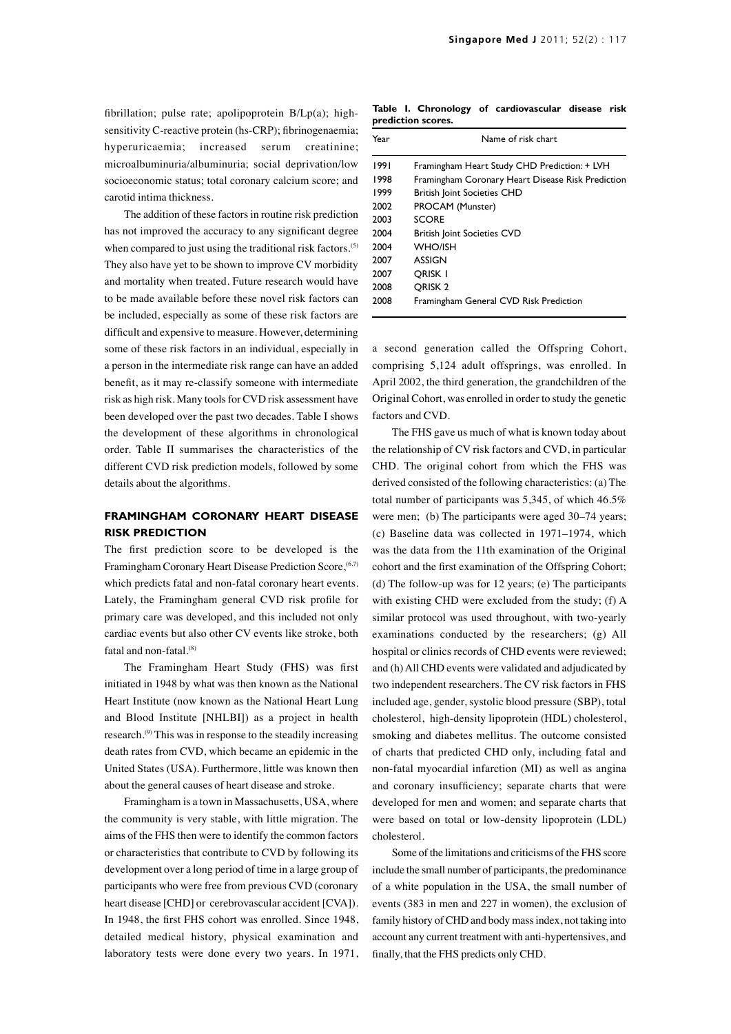fibrillation; pulse rate; apolipoprotein B/Lp(a); high-sensitivity C-reactive protein (hs-CRP); fibrinogenaemia; hyperuricaemia; increased serum creatinine; microalbuminuria/albuminuria; social deprivation/low socioeconomic status; total coronary calcium score; and carotid intima thickness.

The addition of these factors in routine risk prediction has not improved the accuracy to any significant degree when compared to just using the traditional risk factors.[5] They also have yet to be shown to improve CV morbidity and mortality when treated. Future research would have to be made available before these novel risk factors can be included, especially as some of these risk factors are difficult and expensive to measure. However, determining some of these risk factors in an individual, especially in a person in the intermediate risk range can have an added benefit, as it may re-classify someone with intermediate risk as high risk. Many tools for CVD risk assessment have been developed over the past two decades. Table I shows the development of these algorithms in chronological order. Table II summarises the characteristics of the different CVD risk prediction models, followed by some details about the algorithms.

**Table I. Chronology of cardiovascular disease risk prediction scores.**

| Year | Name of risk chart |
|---|---|
| 1991 | Framingham Heart Study CHD Prediction: + LVH |
| 1998 | Framingham Coronary Heart Disease Risk Prediction |
| 1999 | British Joint Societies CHD |
| 2002 | PROCAM (Munster) |
| 2003 | SCORE |
| 2004 | British Joint Societies CVD |
| 2004 | WHO/ISH |
| 2007 | ASSIGN |
| 2007 | QRISK 1 |
| 2008 | QRISK 2 |
| 2008 | Framingham General CVD Risk Prediction |

## FRAMINGHAM CORONARY HEART DISEASE RISK PREDICTION

The first prediction score to be developed is the Framingham Coronary Heart Disease Prediction Score,[6,7] which predicts fatal and non-fatal coronary heart events. Lately, the Framingham general CVD risk profile for primary care was developed, and this included not only cardiac events but also other CV events like stroke, both fatal and non-fatal.[8]

The Framingham Heart Study (FHS) was first initiated in 1948 by what was then known as the National Heart Institute (now known as the National Heart Lung and Blood Institute [NHLBI]) as a project in health research.[9] This was in response to the steadily increasing death rates from CVD, which became an epidemic in the United States (USA). Furthermore, little was known then about the general causes of heart disease and stroke.

Framingham is a town in Massachusetts, USA, where the community is very stable, with little migration. The aims of the FHS then were to identify the common factors or characteristics that contribute to CVD by following its development over a long period of time in a large group of participants who were free from previous CVD (coronary heart disease [CHD] or cerebrovascular accident [CVA]). In 1948, the first FHS cohort was enrolled. Since 1948, detailed medical history, physical examination and laboratory tests were done every two years. In 1971, a second generation called the Offspring Cohort, comprising 5,124 adult offsprings, was enrolled. In April 2002, the third generation, the grandchildren of the Original Cohort, was enrolled in order to study the genetic factors and CVD.

The FHS gave us much of what is known today about the relationship of CV risk factors and CVD, in particular CHD. The original cohort from which the FHS was derived consisted of the following characteristics: (a) The total number of participants was 5,345, of which 46.5% were men; (b) The participants were aged 30–74 years; (c) Baseline data was collected in 1971–1974, which was the data from the 11th examination of the Original cohort and the first examination of the Offspring Cohort; (d) The follow-up was for 12 years; (e) The participants with existing CHD were excluded from the study; (f) A similar protocol was used throughout, with two-yearly examinations conducted by the researchers; (g) All hospital or clinics records of CHD events were reviewed; and (h) All CHD events were validated and adjudicated by two independent researchers. The CV risk factors in FHS included age, gender, systolic blood pressure (SBP), total cholesterol, high-density lipoprotein (HDL) cholesterol, smoking and diabetes mellitus. The outcome consisted of charts that predicted CHD only, including fatal and non-fatal myocardial infarction (MI) as well as angina and coronary insufficiency; separate charts that were developed for men and women; and separate charts that were based on total or low-density lipoprotein (LDL) cholesterol.

Some of the limitations and criticisms of the FHS score include the small number of participants, the predominance of a white population in the USA, the small number of events (383 in men and 227 in women), the exclusion of family history of CHD and body mass index, not taking into account any current treatment with anti-hypertensives, and finally, that the FHS predicts only CHD.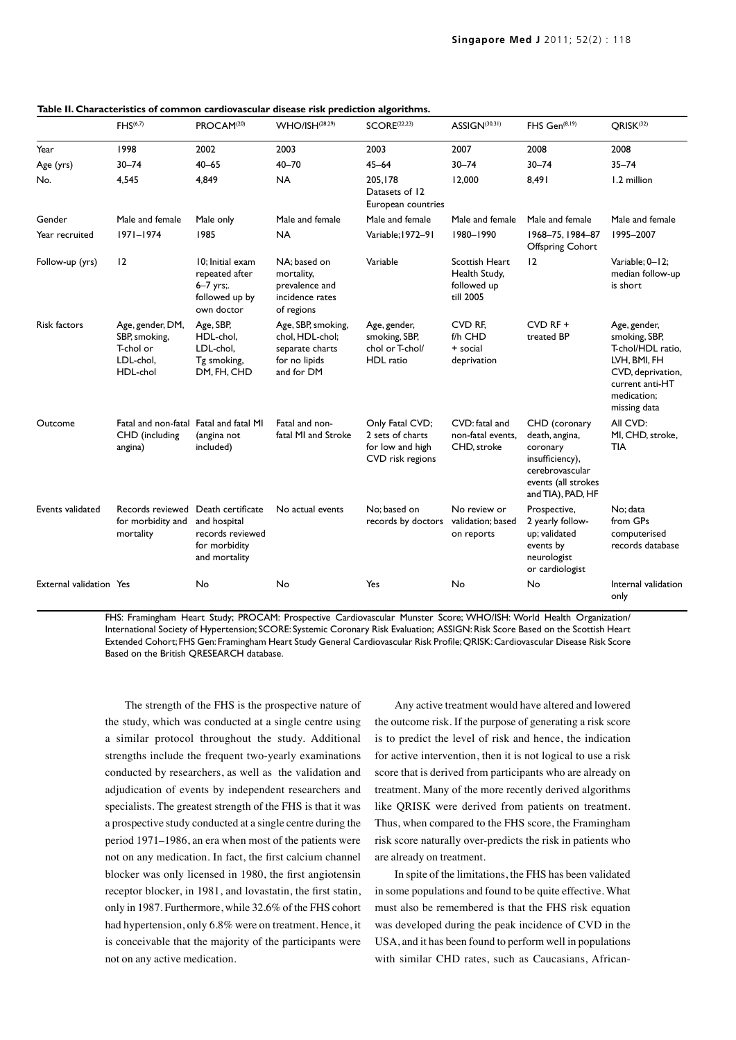**Table II. Characteristics of common cardiovascular disease risk prediction algorithms.**

| | FHS[6,7] | PROCAM[20] | WHO/ISH[28,29] | SCORE[22,23] | ASSIGN[30,31] | FHS Gen[8,19] | QRISK[32] |
|---|---|---|---|---|---|---|---|
| Year | 1998 | 2002 | 2003 | 2003 | 2007 | 2008 | 2008 |
| Age (yrs) | 30–74 | 40–65 | 40–70 | 45–64 | 30–74 | 30–74 | 35–74 |
| No. | 4,545 | 4,849 | NA | 205,178 Datasets of 12 European countries | 12,000 | 8,491 | 1.2 million |
| Gender | Male and female | Male only | Male and female | Male and female | Male and female | Male and female | Male and female |
| Year recruited | 1971–1974 | 1985 | NA | Variable; 1972–91 | 1980–1990 | 1968–75, 1984–87 Offspring Cohort | 1995–2007 |
| Follow-up (yrs) | 12 | 10; Initial exam repeated after 6–7 yrs;. followed up by own doctor | NA; based on mortality, prevalence and incidence rates of regions | Variable | Scottish Heart Health Study, followed up till 2005 | 12 | Variable; 0–12; median follow-up is short |
| Risk factors | Age, gender, DM, SBP, smoking, T-chol or LDL-chol, HDL-chol | Age, SBP, HDL-chol, LDL-chol, Tg smoking, DM, FH, CHD | Age, SBP, smoking, chol, HDL-chol; separate charts for no lipids and for DM | Age, gender, smoking, SBP, chol or T-chol/ HDL ratio | CVD RF, f/h CHD + social deprivation | CVD RF + treated BP | Age, gender, smoking, SBP, T-chol/HDL ratio, LVH, BMI, FH CVD, deprivation, current anti-HT medication; missing data |
| Outcome | Fatal and non-fatal CHD (including angina) | Fatal and fatal MI (angina not included) | Fatal and non-fatal MI and Stroke | Only Fatal CVD; 2 sets of charts for low and high CVD risk regions | CVD: fatal and non-fatal events, CHD, stroke | CHD (coronary death, angina, coronary insufficiency), cerebrovascular events (all strokes and TIA), PAD, HF | All CVD: MI, CHD, stroke, TIA |
| Events validated | Records reviewed for morbidity and mortality | Death certificate and hospital records reviewed for morbidity and mortality | No actual events | No; based on records by doctors | No review or validation; based on reports | Prospective, 2 yearly follow-up; validated events by neurologist or cardiologist | No; data from GPs computerised records database |
| External validation | Yes | No | No | Yes | No | No | Internal validation only |

FHS: Framingham Heart Study; PROCAM: Prospective Cardiovascular Munster Score; WHO/ISH: World Health Organization/ International Society of Hypertension; SCORE: Systemic Coronary Risk Evaluation; ASSIGN: Risk Score Based on the Scottish Heart Extended Cohort; FHS Gen: Framingham Heart Study General Cardiovascular Risk Profile; QRISK: Cardiovascular Disease Risk Score Based on the British QRESEARCH database.

The strength of the FHS is the prospective nature of the study, which was conducted at a single centre using a similar protocol throughout the study. Additional strengths include the frequent two-yearly examinations conducted by researchers, as well as the validation and adjudication of events by independent researchers and specialists. The greatest strength of the FHS is that it was a prospective study conducted at a single centre during the period 1971–1986, an era when most of the patients were not on any medication. In fact, the first calcium channel blocker was only licensed in 1980, the first angiotensin receptor blocker, in 1981, and lovastatin, the first statin, only in 1987. Furthermore, while 32.6% of the FHS cohort had hypertension, only 6.8% were on treatment. Hence, it is conceivable that the majority of the participants were not on any active medication.

Any active treatment would have altered and lowered the outcome risk. If the purpose of generating a risk score is to predict the level of risk and hence, the indication for active intervention, then it is not logical to use a risk score that is derived from participants who are already on treatment. Many of the more recently derived algorithms like QRISK were derived from patients on treatment. Thus, when compared to the FHS score, the Framingham risk score naturally over-predicts the risk in patients who are already on treatment.

In spite of the limitations, the FHS has been validated in some populations and found to be quite effective. What must also be remembered is that the FHS risk equation was developed during the peak incidence of CVD in the USA, and it has been found to perform well in populations with similar CHD rates, such as Caucasians, African-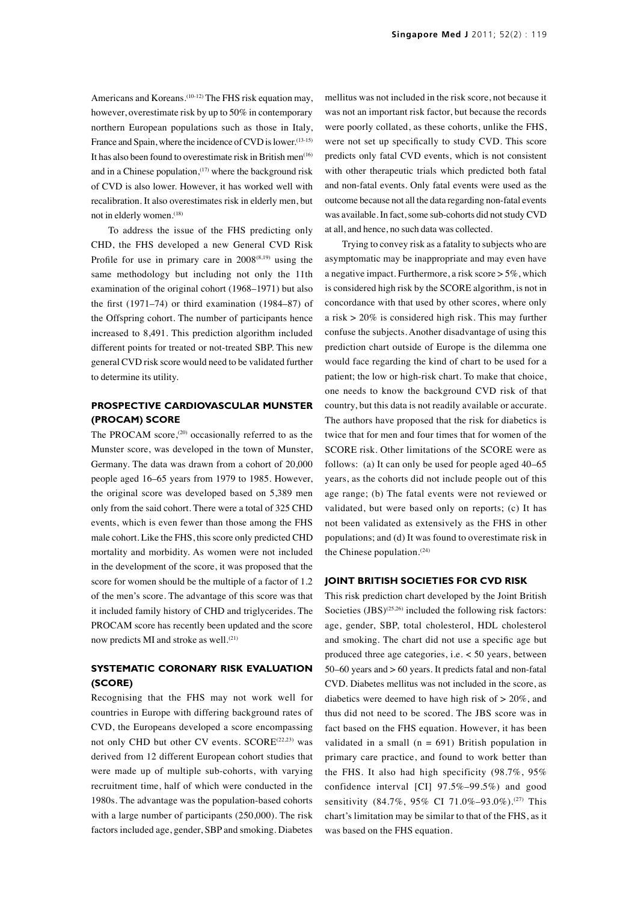Americans and Koreans.[10-12] The FHS risk equation may, however, overestimate risk by up to 50% in contemporary northern European populations such as those in Italy, France and Spain, where the incidence of CVD is lower.[13-15] It has also been found to overestimate risk in British men[16] and in a Chinese population,[17] where the background risk of CVD is also lower. However, it has worked well with recalibration. It also overestimates risk in elderly men, but not in elderly women.[18]

To address the issue of the FHS predicting only CHD, the FHS developed a new General CVD Risk Profile for use in primary care in 2008[8,19] using the same methodology but including not only the 11th examination of the original cohort (1968–1971) but also the first (1971–74) or third examination (1984–87) of the Offspring cohort. The number of participants hence increased to 8,491. This prediction algorithm included different points for treated or not-treated SBP. This new general CVD risk score would need to be validated further to determine its utility.

## PROSPECTIVE CARDIOVASCULAR MUNSTER (PROCAM) SCORE

The PROCAM score,[20] occasionally referred to as the Munster score, was developed in the town of Munster, Germany. The data was drawn from a cohort of 20,000 people aged 16–65 years from 1979 to 1985. However, the original score was developed based on 5,389 men only from the said cohort. There were a total of 325 CHD events, which is even fewer than those among the FHS male cohort. Like the FHS, this score only predicted CHD mortality and morbidity. As women were not included in the development of the score, it was proposed that the score for women should be the multiple of a factor of 1.2 of the men's score. The advantage of this score was that it included family history of CHD and triglycerides. The PROCAM score has recently been updated and the score now predicts MI and stroke as well.[21]

## SYSTEMATIC CORONARY RISK EVALUATION (SCORE)

Recognising that the FHS may not work well for countries in Europe with differing background rates of CVD, the Europeans developed a score encompassing not only CHD but other CV events. SCORE[22,23] was derived from 12 different European cohort studies that were made up of multiple sub-cohorts, with varying recruitment time, half of which were conducted in the 1980s. The advantage was the population-based cohorts with a large number of participants (250,000). The risk factors included age, gender, SBP and smoking. Diabetes mellitus was not included in the risk score, not because it was not an important risk factor, but because the records were poorly collated, as these cohorts, unlike the FHS, were not set up specifically to study CVD. This score predicts only fatal CVD events, which is not consistent with other therapeutic trials which predicted both fatal and non-fatal events. Only fatal events were used as the outcome because not all the data regarding non-fatal events was available. In fact, some sub-cohorts did not study CVD at all, and hence, no such data was collected.

Trying to convey risk as a fatality to subjects who are asymptomatic may be inappropriate and may even have a negative impact. Furthermore, a risk score > 5%, which is considered high risk by the SCORE algorithm, is not in concordance with that used by other scores, where only a risk > 20% is considered high risk. This may further confuse the subjects. Another disadvantage of using this prediction chart outside of Europe is the dilemma one would face regarding the kind of chart to be used for a patient; the low or high-risk chart. To make that choice, one needs to know the background CVD risk of that country, but this data is not readily available or accurate. The authors have proposed that the risk for diabetics is twice that for men and four times that for women of the SCORE risk. Other limitations of the SCORE were as follows: (a) It can only be used for people aged 40–65 years, as the cohorts did not include people out of this age range; (b) The fatal events were not reviewed or validated, but were based only on reports; (c) It has not been validated as extensively as the FHS in other populations; and (d) It was found to overestimate risk in the Chinese population.[24]

## JOINT BRITISH SOCIETIES FOR CVD RISK

This risk prediction chart developed by the Joint British Societies (JBS)[25,26] included the following risk factors: age, gender, SBP, total cholesterol, HDL cholesterol and smoking. The chart did not use a specific age but produced three age categories, i.e. < 50 years, between 50–60 years and > 60 years. It predicts fatal and non-fatal CVD. Diabetes mellitus was not included in the score, as diabetics were deemed to have high risk of > 20%, and thus did not need to be scored. The JBS score was in fact based on the FHS equation. However, it has been validated in a small (n = 691) British population in primary care practice, and found to work better than the FHS. It also had high specificity (98.7%, 95% confidence interval [CI] 97.5%–99.5%) and good sensitivity (84.7%, 95% CI 71.0%–93.0%).[27] This chart's limitation may be similar to that of the FHS, as it was based on the FHS equation.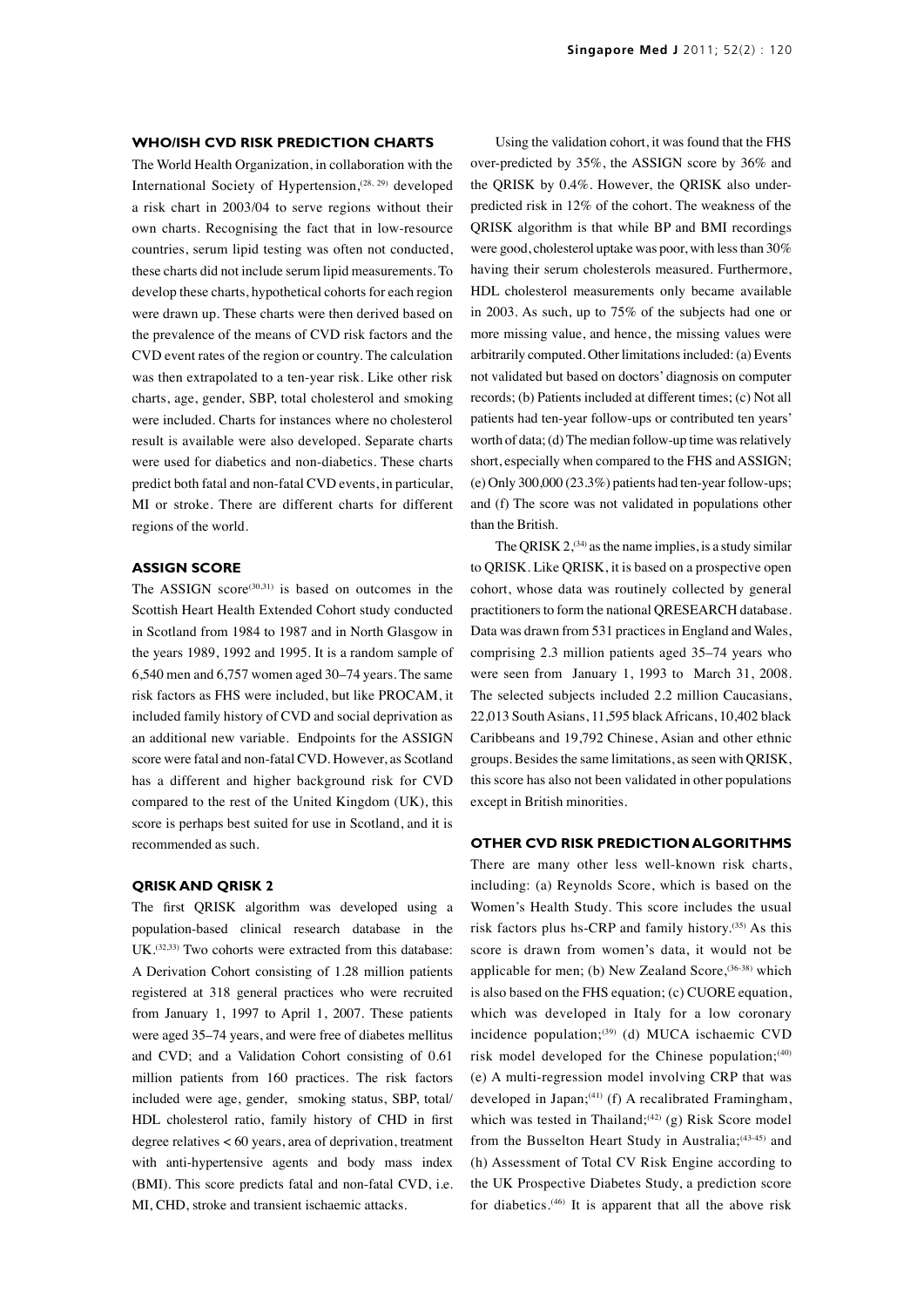### WHO/ISH CVD RISK PREDICTION CHARTS

The World Health Organization, in collaboration with the International Society of Hypertension,[28, 29] developed a risk chart in 2003/04 to serve regions without their own charts. Recognising the fact that in low-resource countries, serum lipid testing was often not conducted, these charts did not include serum lipid measurements. To develop these charts, hypothetical cohorts for each region were drawn up. These charts were then derived based on the prevalence of the means of CVD risk factors and the CVD event rates of the region or country. The calculation was then extrapolated to a ten-year risk. Like other risk charts, age, gender, SBP, total cholesterol and smoking were included. Charts for instances where no cholesterol result is available were also developed. Separate charts were used for diabetics and non-diabetics. These charts predict both fatal and non-fatal CVD events, in particular, MI or stroke. There are different charts for different regions of the world.

### ASSIGN SCORE

The ASSIGN score[30,31] is based on outcomes in the Scottish Heart Health Extended Cohort study conducted in Scotland from 1984 to 1987 and in North Glasgow in the years 1989, 1992 and 1995. It is a random sample of 6,540 men and 6,757 women aged 30–74 years. The same risk factors as FHS were included, but like PROCAM, it included family history of CVD and social deprivation as an additional new variable. Endpoints for the ASSIGN score were fatal and non-fatal CVD. However, as Scotland has a different and higher background risk for CVD compared to the rest of the United Kingdom (UK), this score is perhaps best suited for use in Scotland, and it is recommended as such.

### QRISK AND QRISK 2

The first QRISK algorithm was developed using a population-based clinical research database in the UK.[32,33] Two cohorts were extracted from this database: A Derivation Cohort consisting of 1.28 million patients registered at 318 general practices who were recruited from January 1, 1997 to April 1, 2007. These patients were aged 35–74 years, and were free of diabetes mellitus and CVD; and a Validation Cohort consisting of 0.61 million patients from 160 practices. The risk factors included were age, gender, smoking status, SBP, total/HDL cholesterol ratio, family history of CHD in first degree relatives < 60 years, area of deprivation, treatment with anti-hypertensive agents and body mass index (BMI). This score predicts fatal and non-fatal CVD, i.e. MI, CHD, stroke and transient ischaemic attacks.

Using the validation cohort, it was found that the FHS over-predicted by 35%, the ASSIGN score by 36% and the QRISK by 0.4%. However, the QRISK also under-predicted risk in 12% of the cohort. The weakness of the QRISK algorithm is that while BP and BMI recordings were good, cholesterol uptake was poor, with less than 30% having their serum cholesterols measured. Furthermore, HDL cholesterol measurements only became available in 2003. As such, up to 75% of the subjects had one or more missing value, and hence, the missing values were arbitrarily computed. Other limitations included: (a) Events not validated but based on doctors' diagnosis on computer records; (b) Patients included at different times; (c) Not all patients had ten-year follow-ups or contributed ten years' worth of data; (d) The median follow-up time was relatively short, especially when compared to the FHS and ASSIGN; (e) Only 300,000 (23.3%) patients had ten-year follow-ups; and (f) The score was not validated in populations other than the British.

The QRISK 2,[34] as the name implies, is a study similar to QRISK. Like QRISK, it is based on a prospective open cohort, whose data was routinely collected by general practitioners to form the national QRESEARCH database. Data was drawn from 531 practices in England and Wales, comprising 2.3 million patients aged 35–74 years who were seen from January 1, 1993 to March 31, 2008. The selected subjects included 2.2 million Caucasians, 22,013 South Asians, 11,595 black Africans, 10,402 black Caribbeans and 19,792 Chinese, Asian and other ethnic groups. Besides the same limitations, as seen with QRISK, this score has also not been validated in other populations except in British minorities.

### OTHER CVD RISK PREDICTION ALGORITHMS

There are many other less well-known risk charts, including: (a) Reynolds Score, which is based on the Women's Health Study. This score includes the usual risk factors plus hs-CRP and family history.[35] As this score is drawn from women's data, it would not be applicable for men; (b) New Zealand Score,[36-38] which is also based on the FHS equation; (c) CUORE equation, which was developed in Italy for a low coronary incidence population;[39] (d) MUCA ischaemic CVD risk model developed for the Chinese population;[40] (e) A multi-regression model involving CRP that was developed in Japan;[41] (f) A recalibrated Framingham, which was tested in Thailand;[42] (g) Risk Score model from the Busselton Heart Study in Australia;[43-45] and (h) Assessment of Total CV Risk Engine according to the UK Prospective Diabetes Study, a prediction score for diabetics.[46] It is apparent that all the above risk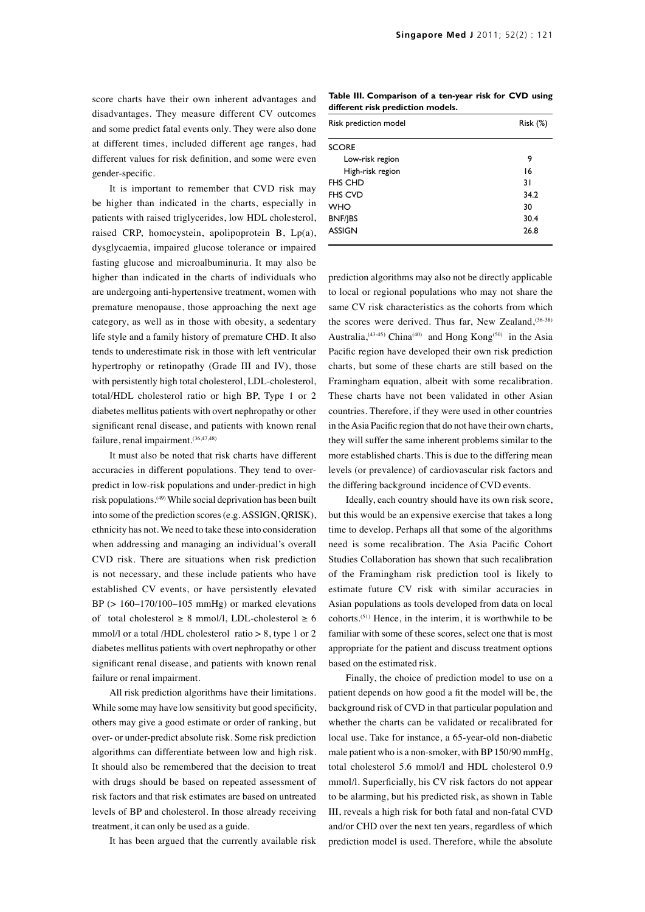score charts have their own inherent advantages and disadvantages. They measure different CV outcomes and some predict fatal events only. They were also done at different times, included different age ranges, had different values for risk definition, and some were even gender-specific.

It is important to remember that CVD risk may be higher than indicated in the charts, especially in patients with raised triglycerides, low HDL cholesterol, raised CRP, homocystein, apolipoprotein B, Lp(a), dysglycaemia, impaired glucose tolerance or impaired fasting glucose and microalbuminuria. It may also be higher than indicated in the charts of individuals who are undergoing anti-hypertensive treatment, women with premature menopause, those approaching the next age category, as well as in those with obesity, a sedentary life style and a family history of premature CHD. It also tends to underestimate risk in those with left ventricular hypertrophy or retinopathy (Grade III and IV), those with persistently high total cholesterol, LDL-cholesterol, total/HDL cholesterol ratio or high BP, Type 1 or 2 diabetes mellitus patients with overt nephropathy or other significant renal disease, and patients with known renal failure, renal impairment.[36,47,48]

It must also be noted that risk charts have different accuracies in different populations. They tend to over-predict in low-risk populations and under-predict in high risk populations.[49] While social deprivation has been built into some of the prediction scores (e.g. ASSIGN, QRISK), ethnicity has not. We need to take these into consideration when addressing and managing an individual's overall CVD risk. There are situations when risk prediction is not necessary, and these include patients who have established CV events, or have persistently elevated BP (> 160–170/100–105 mmHg) or marked elevations of total cholesterol ≥ 8 mmol/l, LDL-cholesterol ≥ 6 mmol/l or a total /HDL cholesterol ratio > 8, type 1 or 2 diabetes mellitus patients with overt nephropathy or other significant renal disease, and patients with known renal failure or renal impairment.

All risk prediction algorithms have their limitations. While some may have low sensitivity but good specificity, others may give a good estimate or order of ranking, but over- or under-predict absolute risk. Some risk prediction algorithms can differentiate between low and high risk. It should also be remembered that the decision to treat with drugs should be based on repeated assessment of risk factors and that risk estimates are based on untreated levels of BP and cholesterol. In those already receiving treatment, it can only be used as a guide.

It has been argued that the currently available risk prediction algorithms may also not be directly applicable to local or regional populations who may not share the same CV risk characteristics as the cohorts from which the scores were derived. Thus far, New Zealand,[36-38] Australia,[43-45] China[40] and Hong Kong[50] in the Asia Pacific region have developed their own risk prediction charts, but some of these charts are still based on the Framingham equation, albeit with some recalibration. These charts have not been validated in other Asian countries. Therefore, if they were used in other countries in the Asia Pacific region that do not have their own charts, they will suffer the same inherent problems similar to the more established charts. This is due to the differing mean levels (or prevalence) of cardiovascular risk factors and the differing background incidence of CVD events.

**Table III. Comparison of a ten-year risk for CVD using different risk prediction models.**

| Risk prediction model | Risk (%) |
|---|---|
| SCORE | |
| Low-risk region | 9 |
| High-risk region | 16 |
| FHS CHD | 31 |
| FHS CVD | 34.2 |
| WHO | 30 |
| BNF/JBS | 30.4 |
| ASSIGN | 26.8 |

Ideally, each country should have its own risk score, but this would be an expensive exercise that takes a long time to develop. Perhaps all that some of the algorithms need is some recalibration. The Asia Pacific Cohort Studies Collaboration has shown that such recalibration of the Framingham risk prediction tool is likely to estimate future CV risk with similar accuracies in Asian populations as tools developed from data on local cohorts.[51] Hence, in the interim, it is worthwhile to be familiar with some of these scores, select one that is most appropriate for the patient and discuss treatment options based on the estimated risk.

Finally, the choice of prediction model to use on a patient depends on how good a fit the model will be, the background risk of CVD in that particular population and whether the charts can be validated or recalibrated for local use. Take for instance, a 65-year-old non-diabetic male patient who is a non-smoker, with BP 150/90 mmHg, total cholesterol 5.6 mmol/l and HDL cholesterol 0.9 mmol/l. Superficially, his CV risk factors do not appear to be alarming, but his predicted risk, as shown in Table III, reveals a high risk for both fatal and non-fatal CVD and/or CHD over the next ten years, regardless of which prediction model is used. Therefore, while the absolute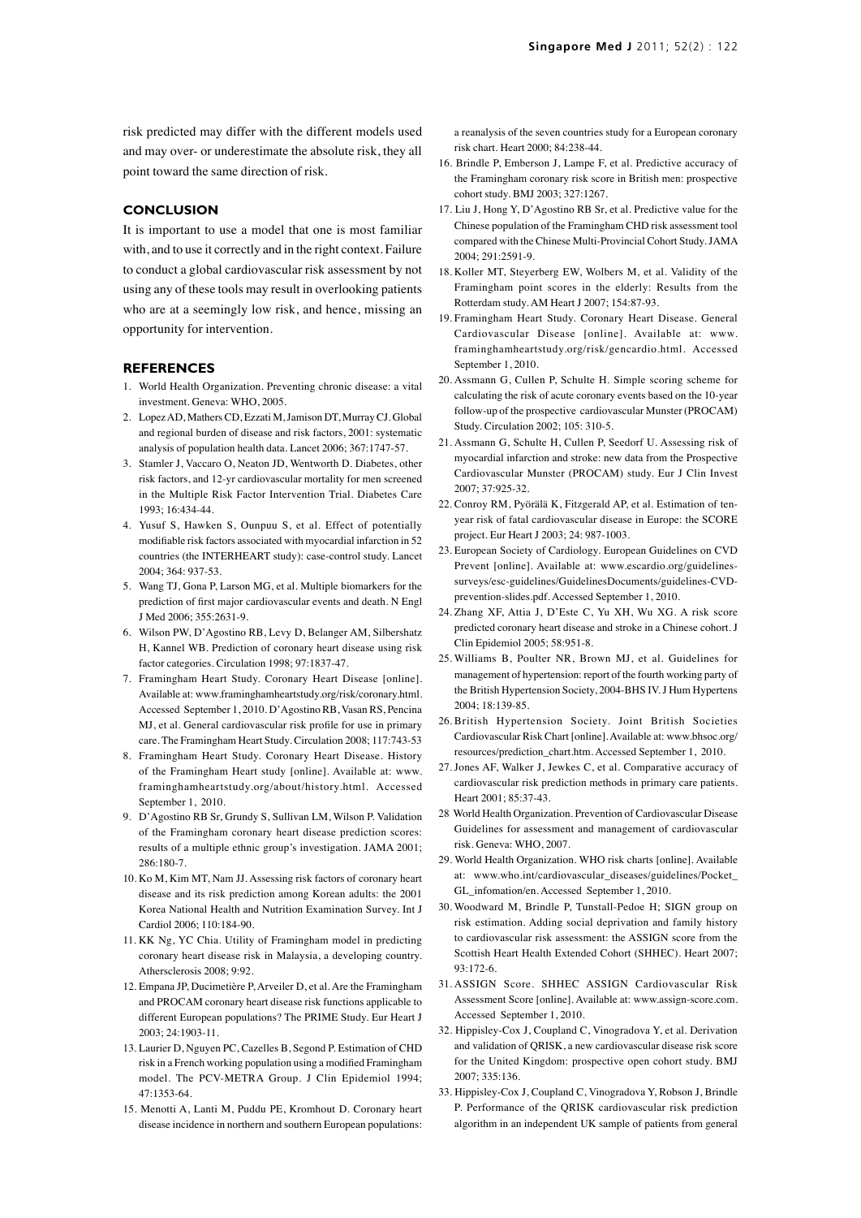risk predicted may differ with the different models used and may over- or underestimate the absolute risk, they all point toward the same direction of risk.

## CONCLUSION

It is important to use a model that one is most familiar with, and to use it correctly and in the right context. Failure to conduct a global cardiovascular risk assessment by not using any of these tools may result in overlooking patients who are at a seemingly low risk, and hence, missing an opportunity for intervention.

## REFERENCES

1. World Health Organization. Preventing chronic disease: a vital investment. Geneva: WHO, 2005.
2. Lopez AD, Mathers CD, Ezzati M, Jamison DT, Murray CJ. Global and regional burden of disease and risk factors, 2001: systematic analysis of population health data. Lancet 2006; 367:1747-57.
3. Stamler J, Vaccaro O, Neaton JD, Wentworth D. Diabetes, other risk factors, and 12-yr cardiovascular mortality for men screened in the Multiple Risk Factor Intervention Trial. Diabetes Care 1993; 16:434-44.
4. Yusuf S, Hawken S, Ounpuu S, et al. Effect of potentially modifiable risk factors associated with myocardial infarction in 52 countries (the INTERHEART study): case-control study. Lancet 2004; 364: 937-53.
5. Wang TJ, Gona P, Larson MG, et al. Multiple biomarkers for the prediction of first major cardiovascular events and death. N Engl J Med 2006; 355:2631-9.
6. Wilson PW, D'Agostino RB, Levy D, Belanger AM, Silbershatz H, Kannel WB. Prediction of coronary heart disease using risk factor categories. Circulation 1998; 97:1837-47.
7. Framingham Heart Study. Coronary Heart Disease [online]. Available at: www.framinghamheartstudy.org/risk/coronary.html. Accessed September 1, 2010. D'Agostino RB, Vasan RS, Pencina MJ, et al. General cardiovascular risk profile for use in primary care. The Framingham Heart Study. Circulation 2008; 117:743-53
8. Framingham Heart Study. Coronary Heart Disease. History of the Framingham Heart study [online]. Available at: www.framinghamheartstudy.org/about/history.html. Accessed September 1, 2010.
9. D'Agostino RB Sr, Grundy S, Sullivan LM, Wilson P. Validation of the Framingham coronary heart disease prediction scores: results of a multiple ethnic group's investigation. JAMA 2001; 286:180-7.
10. Ko M, Kim MT, Nam JJ. Assessing risk factors of coronary heart disease and its risk prediction among Korean adults: the 2001 Korea National Health and Nutrition Examination Survey. Int J Cardiol 2006; 110:184-90.
11. KK Ng, YC Chia. Utility of Framingham model in predicting coronary heart disease risk in Malaysia, a developing country. Athersclerosis 2008; 9:92.
12. Empana JP, Ducimetière P, Arveiler D, et al. Are the Framingham and PROCAM coronary heart disease risk functions applicable to different European populations? The PRIME Study. Eur Heart J 2003; 24:1903-11.
13. Laurier D, Nguyen PC, Cazelles B, Segond P. Estimation of CHD risk in a French working population using a modified Framingham model. The PCV-METRA Group. J Clin Epidemiol 1994; 47:1353-64.
15. Menotti A, Lanti M, Puddu PE, Kromhout D. Coronary heart disease incidence in northern and southern European populations: a reanalysis of the seven countries study for a European coronary risk chart. Heart 2000; 84:238-44.
16. Brindle P, Emberson J, Lampe F, et al. Predictive accuracy of the Framingham coronary risk score in British men: prospective cohort study. BMJ 2003; 327:1267.
17. Liu J, Hong Y, D'Agostino RB Sr, et al. Predictive value for the Chinese population of the Framingham CHD risk assessment tool compared with the Chinese Multi-Provincial Cohort Study. JAMA 2004; 291:2591-9.
18. Koller MT, Steyerberg EW, Wolbers M, et al. Validity of the Framingham point scores in the elderly: Results from the Rotterdam study. AM Heart J 2007; 154:87-93.
19. Framingham Heart Study. Coronary Heart Disease. General Cardiovascular Disease [online]. Available at: www.framinghamheartstudy.org/risk/gencardio.html. Accessed September 1, 2010.
20. Assmann G, Cullen P, Schulte H. Simple scoring scheme for calculating the risk of acute coronary events based on the 10-year follow-up of the prospective cardiovascular Munster (PROCAM) Study. Circulation 2002; 105: 310-5.
21. Assmann G, Schulte H, Cullen P, Seedorf U. Assessing risk of myocardial infarction and stroke: new data from the Prospective Cardiovascular Munster (PROCAM) study. Eur J Clin Invest 2007; 37:925-32.
22. Conroy RM, Pyörälä K, Fitzgerald AP, et al. Estimation of ten-year risk of fatal cardiovascular disease in Europe: the SCORE project. Eur Heart J 2003; 24: 987-1003.
23. European Society of Cardiology. European Guidelines on CVD Prevent [online]. Available at: www.escardio.org/guidelines-surveys/esc-guidelines/GuidelinesDocuments/guidelines-CVD-prevention-slides.pdf. Accessed September 1, 2010.
24. Zhang XF, Attia J, D'Este C, Yu XH, Wu XG. A risk score predicted coronary heart disease and stroke in a Chinese cohort. J Clin Epidemiol 2005; 58:951-8.
25. Williams B, Poulter NR, Brown MJ, et al. Guidelines for management of hypertension: report of the fourth working party of the British Hypertension Society, 2004-BHS IV. J Hum Hypertens 2004; 18:139-85.
26. British Hypertension Society. Joint British Societies Cardiovascular Risk Chart [online]. Available at: www.bhsoc.org/resources/prediction_chart.htm. Accessed September 1, 2010.
27. Jones AF, Walker J, Jewkes C, et al. Comparative accuracy of cardiovascular risk prediction methods in primary care patients. Heart 2001; 85:37-43.
28. World Health Organization. Prevention of Cardiovascular Disease Guidelines for assessment and management of cardiovascular risk. Geneva: WHO, 2007.
29. World Health Organization. WHO risk charts [online]. Available at: www.who.int/cardiovascular_diseases/guidelines/Pocket_GL_infomation/en. Accessed September 1, 2010.
30. Woodward M, Brindle P, Tunstall-Pedoe H; SIGN group on risk estimation. Adding social deprivation and family history to cardiovascular risk assessment: the ASSIGN score from the Scottish Heart Health Extended Cohort (SHHEC). Heart 2007; 93:172-6.
31. ASSIGN Score. SHHEC ASSIGN Cardiovascular Risk Assessment Score [online]. Available at: www.assign-score.com. Accessed September 1, 2010.
32. Hippisley-Cox J, Coupland C, Vinogradova Y, et al. Derivation and validation of QRISK, a new cardiovascular disease risk score for the United Kingdom: prospective open cohort study. BMJ 2007; 335:136.
33. Hippisley-Cox J, Coupland C, Vinogradova Y, Robson J, Brindle P. Performance of the QRISK cardiovascular risk prediction algorithm in an independent UK sample of patients from general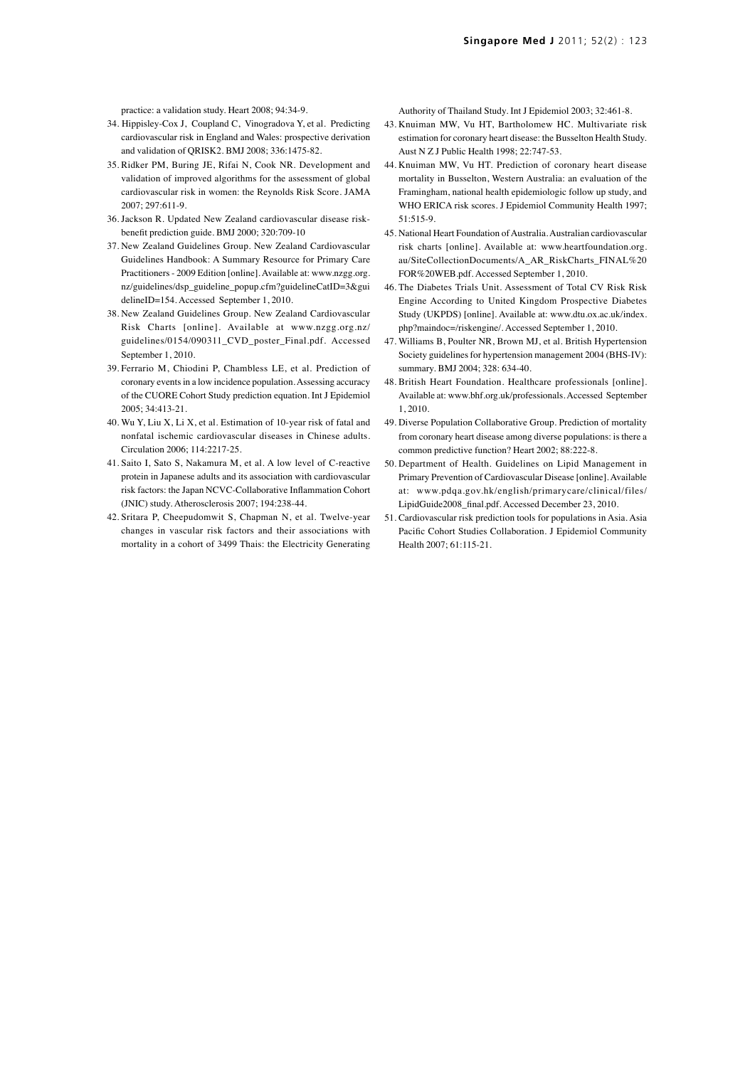practice: a validation study. Heart 2008; 94:34-9.

34. Hippisley-Cox J, Coupland C, Vinogradova Y, et al. Predicting cardiovascular risk in England and Wales: prospective derivation and validation of QRISK2. BMJ 2008; 336:1475-82.
35. Ridker PM, Buring JE, Rifai N, Cook NR. Development and validation of improved algorithms for the assessment of global cardiovascular risk in women: the Reynolds Risk Score. JAMA 2007; 297:611-9.
36. Jackson R. Updated New Zealand cardiovascular disease risk-benefit prediction guide. BMJ 2000; 320:709-10
37. New Zealand Guidelines Group. New Zealand Cardiovascular Guidelines Handbook: A Summary Resource for Primary Care Practitioners - 2009 Edition [online]. Available at: www.nzgg.org.nz/guidelines/dsp_guideline_popup.cfm?guidelineCatID=3&guidelineID=154. Accessed September 1, 2010.
38. New Zealand Guidelines Group. New Zealand Cardiovascular Risk Charts [online]. Available at www.nzgg.org.nz/guidelines/0154/090311_CVD_poster_Final.pdf. Accessed September 1, 2010.
39. Ferrario M, Chiodini P, Chambless LE, et al. Prediction of coronary events in a low incidence population. Assessing accuracy of the CUORE Cohort Study prediction equation. Int J Epidemiol 2005; 34:413-21.
40. Wu Y, Liu X, Li X, et al. Estimation of 10-year risk of fatal and nonfatal ischemic cardiovascular diseases in Chinese adults. Circulation 2006; 114:2217-25.
41. Saito I, Sato S, Nakamura M, et al. A low level of C-reactive protein in Japanese adults and its association with cardiovascular risk factors: the Japan NCVC-Collaborative Inflammation Cohort (JNIC) study. Atherosclerosis 2007; 194:238-44.
42. Sritara P, Cheepudomwit S, Chapman N, et al. Twelve-year changes in vascular risk factors and their associations with mortality in a cohort of 3499 Thais: the Electricity Generating Authority of Thailand Study. Int J Epidemiol 2003; 32:461-8.
43. Knuiman MW, Vu HT, Bartholomew HC. Multivariate risk estimation for coronary heart disease: the Busselton Health Study. Aust N Z J Public Health 1998; 22:747-53.
44. Knuiman MW, Vu HT. Prediction of coronary heart disease mortality in Busselton, Western Australia: an evaluation of the Framingham, national health epidemiologic follow up study, and WHO ERICA risk scores. J Epidemiol Community Health 1997; 51:515-9.
45. National Heart Foundation of Australia. Australian cardiovascular risk charts [online]. Available at: www.heartfoundation.org.au/SiteCollectionDocuments/A_AR_RiskCharts_FINAL%20FOR%20WEB.pdf. Accessed September 1, 2010.
46. The Diabetes Trials Unit. Assessment of Total CV Risk Risk Engine According to United Kingdom Prospective Diabetes Study (UKPDS) [online]. Available at: www.dtu.ox.ac.uk/index.php?maindoc=/riskengine/. Accessed September 1, 2010.
47. Williams B, Poulter NR, Brown MJ, et al. British Hypertension Society guidelines for hypertension management 2004 (BHS-IV): summary. BMJ 2004; 328: 634-40.
48. British Heart Foundation. Healthcare professionals [online]. Available at: www.bhf.org.uk/professionals. Accessed September 1, 2010.
49. Diverse Population Collaborative Group. Prediction of mortality from coronary heart disease among diverse populations: is there a common predictive function? Heart 2002; 88:222-8.
50. Department of Health. Guidelines on Lipid Management in Primary Prevention of Cardiovascular Disease [online]. Available at: www.pdqa.gov.hk/english/primarycare/clinical/files/LipidGuide2008_final.pdf. Accessed December 23, 2010.
51. Cardiovascular risk prediction tools for populations in Asia. Asia Pacific Cohort Studies Collaboration. J Epidemiol Community Health 2007; 61:115-21.